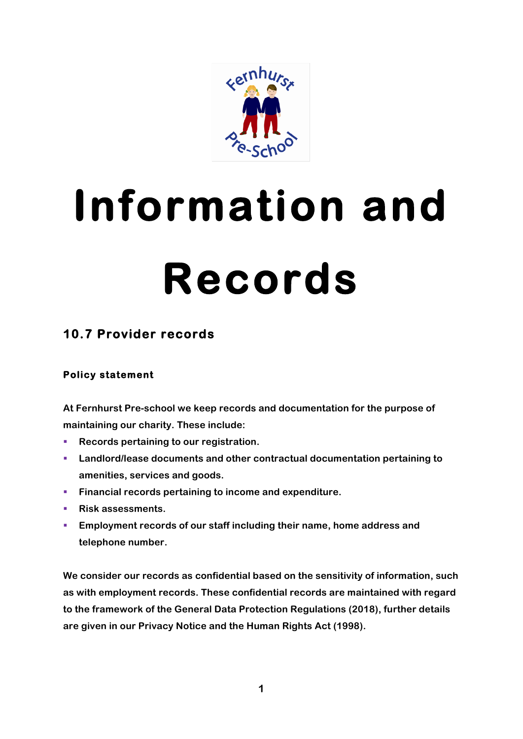# Information and Records

## 10.7 Provider records

### Policy statement

At Fernhurst Pre-school we keep records and documentation for the purpose of maintaining our charity. These include:

- Records pertaining to our registration.
- Landlord/lease documents and other contractual documentation pertaining to amenities, services and goods.
- Financial records pertaining to income and expenditure.
- Risk assessments.
- Employment records of our staff including their name, home address and telephone number.

We consider our records as confidential based on the sensitivity of information, such as with employment records. These confidential records are maintained with regard to the framework of the General Data Protection Regulations (2018), further details are given in our Privacy Notice and the Human Rights Act (1998).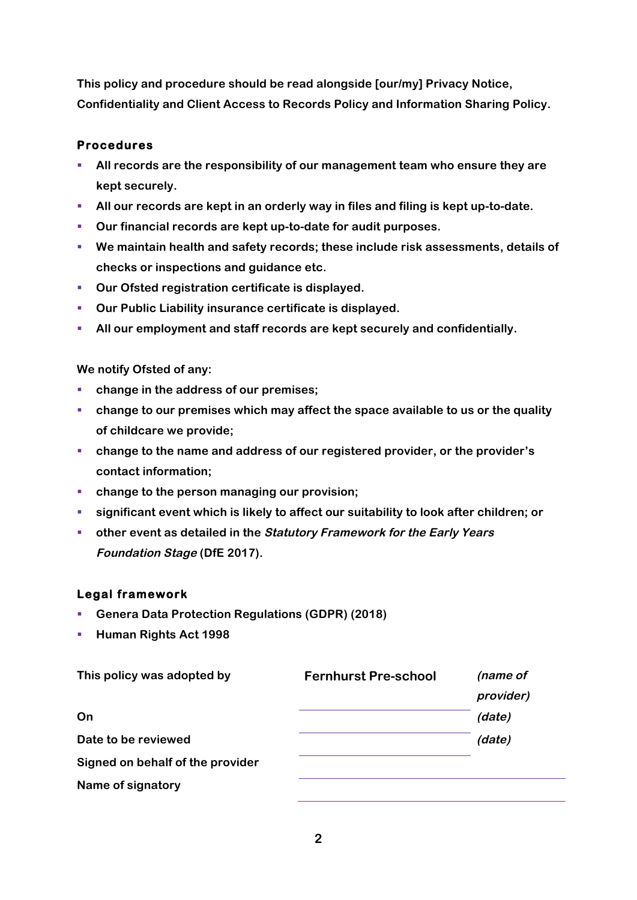**This policy and procedure should be read alongside [our/my] Privacy Notice, Confidentiality and Client Access to Records Policy and Information Sharing Policy.**

### Procedures

- **All records are the responsibility of our management team who ensure they are kept securely.**
- **All our records are kept in an orderly way in files and filing is kept up-to-date.**
- **Our financial records are kept up-to-date for audit purposes.**
- **We maintain health and safety records; these include risk assessments, details of checks or inspections and guidance etc.**
- **Our Ofsted registration certificate is displayed.**
- **Our Public Liability insurance certificate is displayed.**
- **All our employment and staff records are kept securely and confidentially.**

**We notify Ofsted of any:**

- **change in the address of our premises;**
- **change to our premises which may affect the space available to us or the quality of childcare we provide;**
- **change to the name and address of our registered provider, or the provider's contact information;**
- **change to the person managing our provision;**
- **significant event which is likely to affect our suitability to look after children; or**
- **other event as detailed in the *Statutory Framework for the Early Years Foundation Stage* (DfE 2017).**

### Legal framework

- **Genera Data Protection Regulations (GDPR) (2018)**
- **Human Rights Act 1998**

| | | |
|---|---|---|
| **This policy was adopted by** | **Fernhurst Pre-school** | ***(name of provider)*** |
| **On** | | ***(date)*** |
| **Date to be reviewed** | | ***(date)*** |
| **Signed on behalf of the provider** | | |
| **Name of signatory** | | |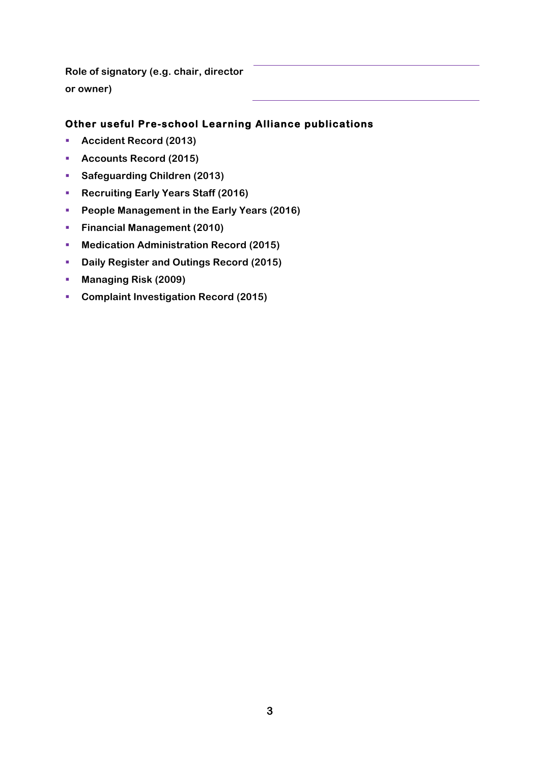**Role of signatory (e.g. chair, director or owner)** \_\_\_\_\_\_\_\_\_\_\_\_\_\_\_\_\_\_\_\_\_\_\_\_\_\_\_\_\_\_

### Other useful Pre-school Learning Alliance publications

- **Accident Record (2013)**
- **Accounts Record (2015)**
- **Safeguarding Children (2013)**
- **Recruiting Early Years Staff (2016)**
- **People Management in the Early Years (2016)**
- **Financial Management (2010)**
- **Medication Administration Record (2015)**
- **Daily Register and Outings Record (2015)**
- **Managing Risk (2009)**
- **Complaint Investigation Record (2015)**